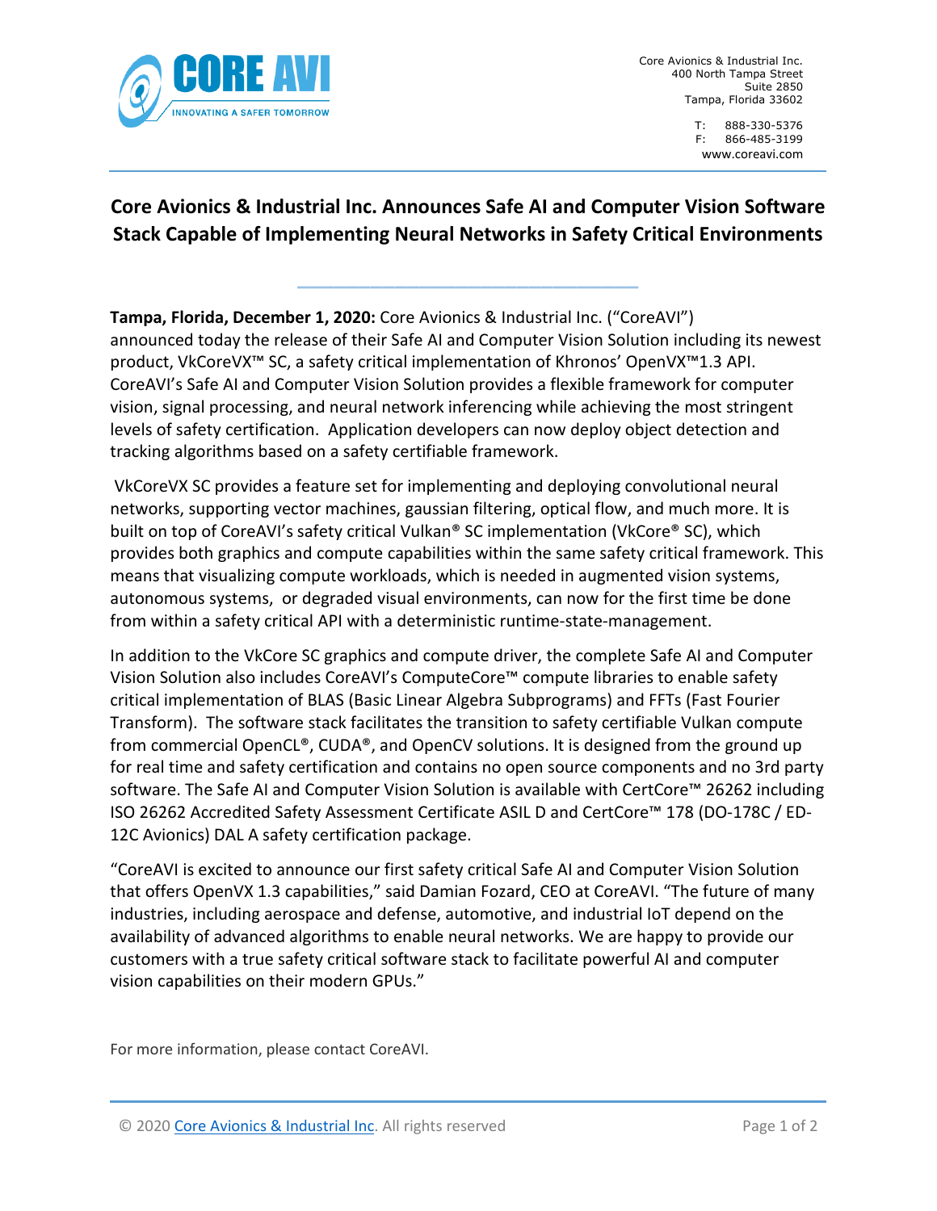Core Avionics & Industrial Inc.
400 North Tampa Street
Suite 2850
Tampa, Florida 33602

T: 888-330-5376
F: 866-485-3199
www.coreavi.com

# Core Avionics & Industrial Inc. Announces Safe AI and Computer Vision Software Stack Capable of Implementing Neural Networks in Safety Critical Environments

**Tampa, Florida, December 1, 2020:** Core Avionics & Industrial Inc. ("CoreAVI") announced today the release of their Safe AI and Computer Vision Solution including its newest product, VkCoreVX™ SC, a safety critical implementation of Khronos' OpenVX™1.3 API. CoreAVI's Safe AI and Computer Vision Solution provides a flexible framework for computer vision, signal processing, and neural network inferencing while achieving the most stringent levels of safety certification. Application developers can now deploy object detection and tracking algorithms based on a safety certifiable framework.

VkCoreVX SC provides a feature set for implementing and deploying convolutional neural networks, supporting vector machines, gaussian filtering, optical flow, and much more. It is built on top of CoreAVI's safety critical Vulkan® SC implementation (VkCore® SC), which provides both graphics and compute capabilities within the same safety critical framework. This means that visualizing compute workloads, which is needed in augmented vision systems, autonomous systems, or degraded visual environments, can now for the first time be done from within a safety critical API with a deterministic runtime-state-management.

In addition to the VkCore SC graphics and compute driver, the complete Safe AI and Computer Vision Solution also includes CoreAVI's ComputeCore™ compute libraries to enable safety critical implementation of BLAS (Basic Linear Algebra Subprograms) and FFTs (Fast Fourier Transform). The software stack facilitates the transition to safety certifiable Vulkan compute from commercial OpenCL®, CUDA®, and OpenCV solutions. It is designed from the ground up for real time and safety certification and contains no open source components and no 3rd party software. The Safe AI and Computer Vision Solution is available with CertCore™ 26262 including ISO 26262 Accredited Safety Assessment Certificate ASIL D and CertCore™ 178 (DO-178C / ED-12C Avionics) DAL A safety certification package.

"CoreAVI is excited to announce our first safety critical Safe AI and Computer Vision Solution that offers OpenVX 1.3 capabilities," said Damian Fozard, CEO at CoreAVI. "The future of many industries, including aerospace and defense, automotive, and industrial IoT depend on the availability of advanced algorithms to enable neural networks. We are happy to provide our customers with a true safety critical software stack to facilitate powerful AI and computer vision capabilities on their modern GPUs."

For more information, please contact CoreAVI.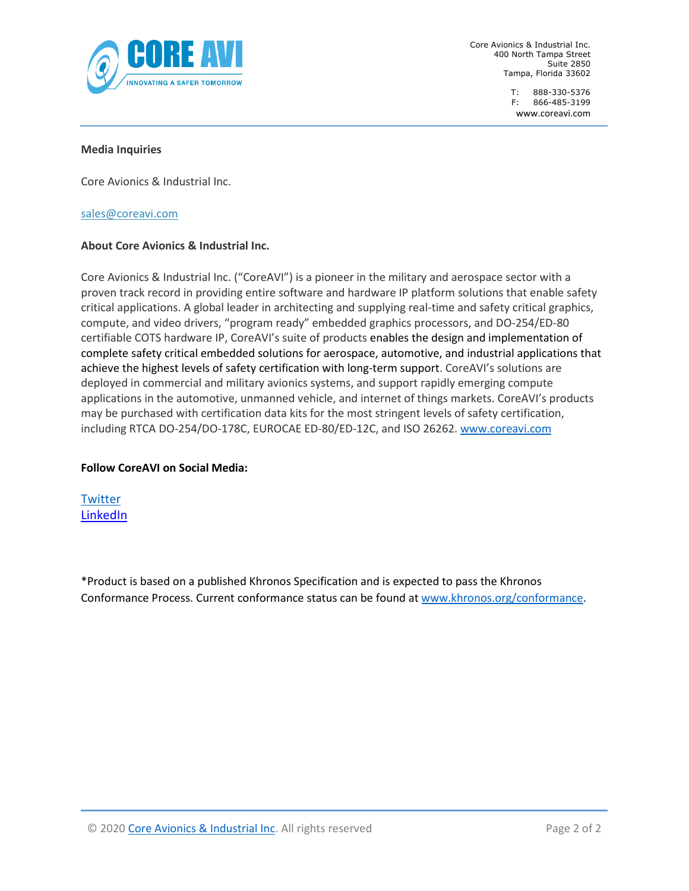**Media Inquiries**

Core Avionics & Industrial Inc.

sales@coreavi.com

**About Core Avionics & Industrial Inc.**

Core Avionics & Industrial Inc. ("CoreAVI") is a pioneer in the military and aerospace sector with a proven track record in providing entire software and hardware IP platform solutions that enable safety critical applications. A global leader in architecting and supplying real-time and safety critical graphics, compute, and video drivers, "program ready" embedded graphics processors, and DO-254/ED-80 certifiable COTS hardware IP, CoreAVI's suite of products enables the design and implementation of complete safety critical embedded solutions for aerospace, automotive, and industrial applications that achieve the highest levels of safety certification with long-term support. CoreAVI's solutions are deployed in commercial and military avionics systems, and support rapidly emerging compute applications in the automotive, unmanned vehicle, and internet of things markets. CoreAVI's products may be purchased with certification data kits for the most stringent levels of safety certification, including RTCA DO-254/DO-178C, EUROCAE ED-80/ED-12C, and ISO 26262. www.coreavi.com

**Follow CoreAVI on Social Media:**

Twitter
LinkedIn

*Product is based on a published Khronos Specification and is expected to pass the Khronos Conformance Process. Current conformance status can be found at www.khronos.org/conformance.

© 2020 Core Avionics & Industrial Inc. All rights reserved